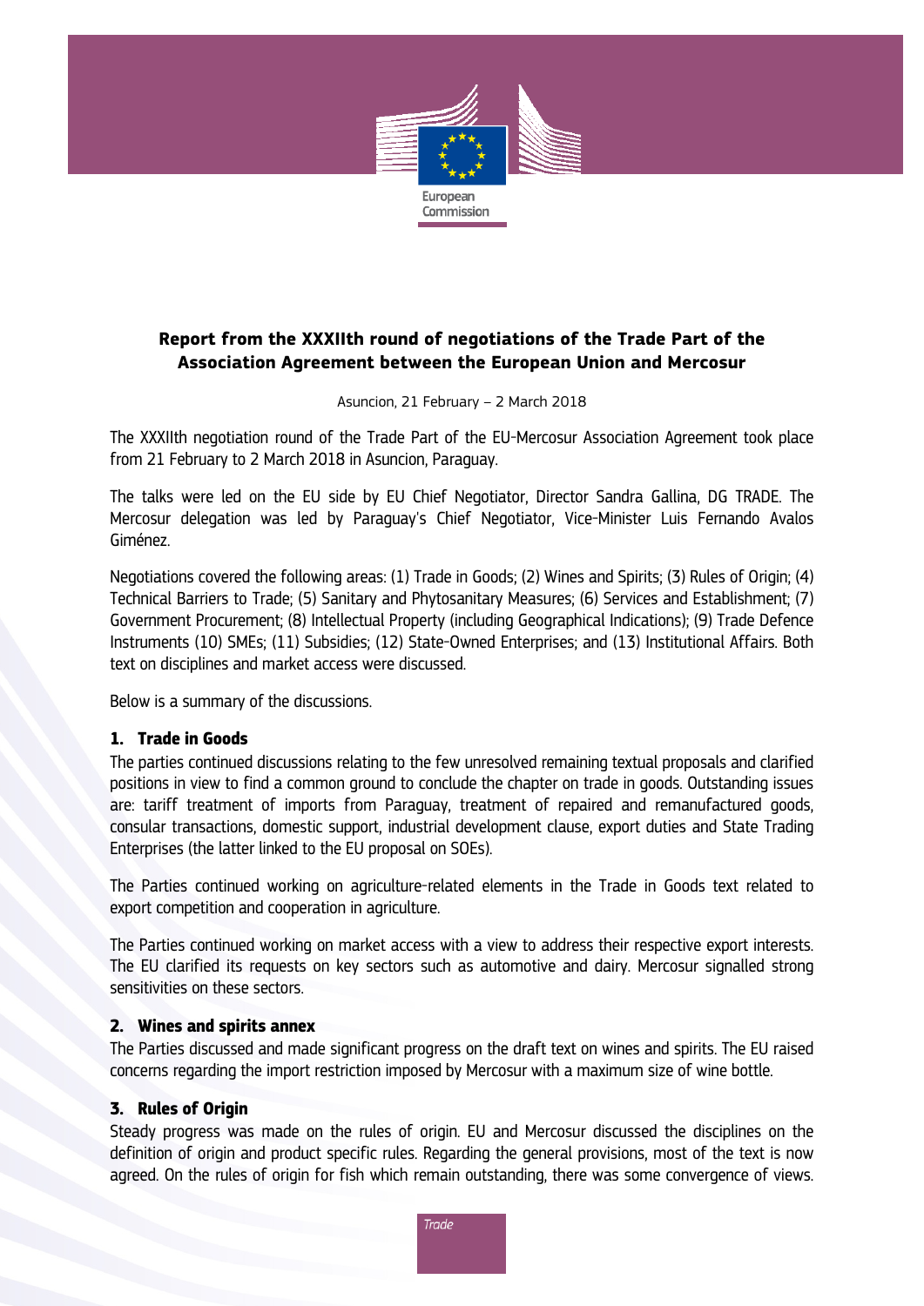# Report from the XXXIIth round of negotiations of the Trade Part of the Association Agreement between the European Union and Mercosur

Asuncion, 21 February – 2 March 2018

The XXXIIth negotiation round of the Trade Part of the EU-Mercosur Association Agreement took place from 21 February to 2 March 2018 in Asuncion, Paraguay.

The talks were led on the EU side by EU Chief Negotiator, Director Sandra Gallina, DG TRADE. The Mercosur delegation was led by Paraguay's Chief Negotiator, Vice-Minister Luis Fernando Avalos Giménez.

Negotiations covered the following areas: (1) Trade in Goods; (2) Wines and Spirits; (3) Rules of Origin; (4) Technical Barriers to Trade; (5) Sanitary and Phytosanitary Measures; (6) Services and Establishment; (7) Government Procurement; (8) Intellectual Property (including Geographical Indications); (9) Trade Defence Instruments (10) SMEs; (11) Subsidies; (12) State-Owned Enterprises; and (13) Institutional Affairs. Both text on disciplines and market access were discussed.

Below is a summary of the discussions.

## 1. Trade in Goods

The parties continued discussions relating to the few unresolved remaining textual proposals and clarified positions in view to find a common ground to conclude the chapter on trade in goods. Outstanding issues are: tariff treatment of imports from Paraguay, treatment of repaired and remanufactured goods, consular transactions, domestic support, industrial development clause, export duties and State Trading Enterprises (the latter linked to the EU proposal on SOEs).

The Parties continued working on agriculture-related elements in the Trade in Goods text related to export competition and cooperation in agriculture.

The Parties continued working on market access with a view to address their respective export interests. The EU clarified its requests on key sectors such as automotive and dairy. Mercosur signalled strong sensitivities on these sectors.

## 2. Wines and spirits annex

The Parties discussed and made significant progress on the draft text on wines and spirits. The EU raised concerns regarding the import restriction imposed by Mercosur with a maximum size of wine bottle.

## 3. Rules of Origin

Steady progress was made on the rules of origin. EU and Mercosur discussed the disciplines on the definition of origin and product specific rules. Regarding the general provisions, most of the text is now agreed. On the rules of origin for fish which remain outstanding, there was some convergence of views.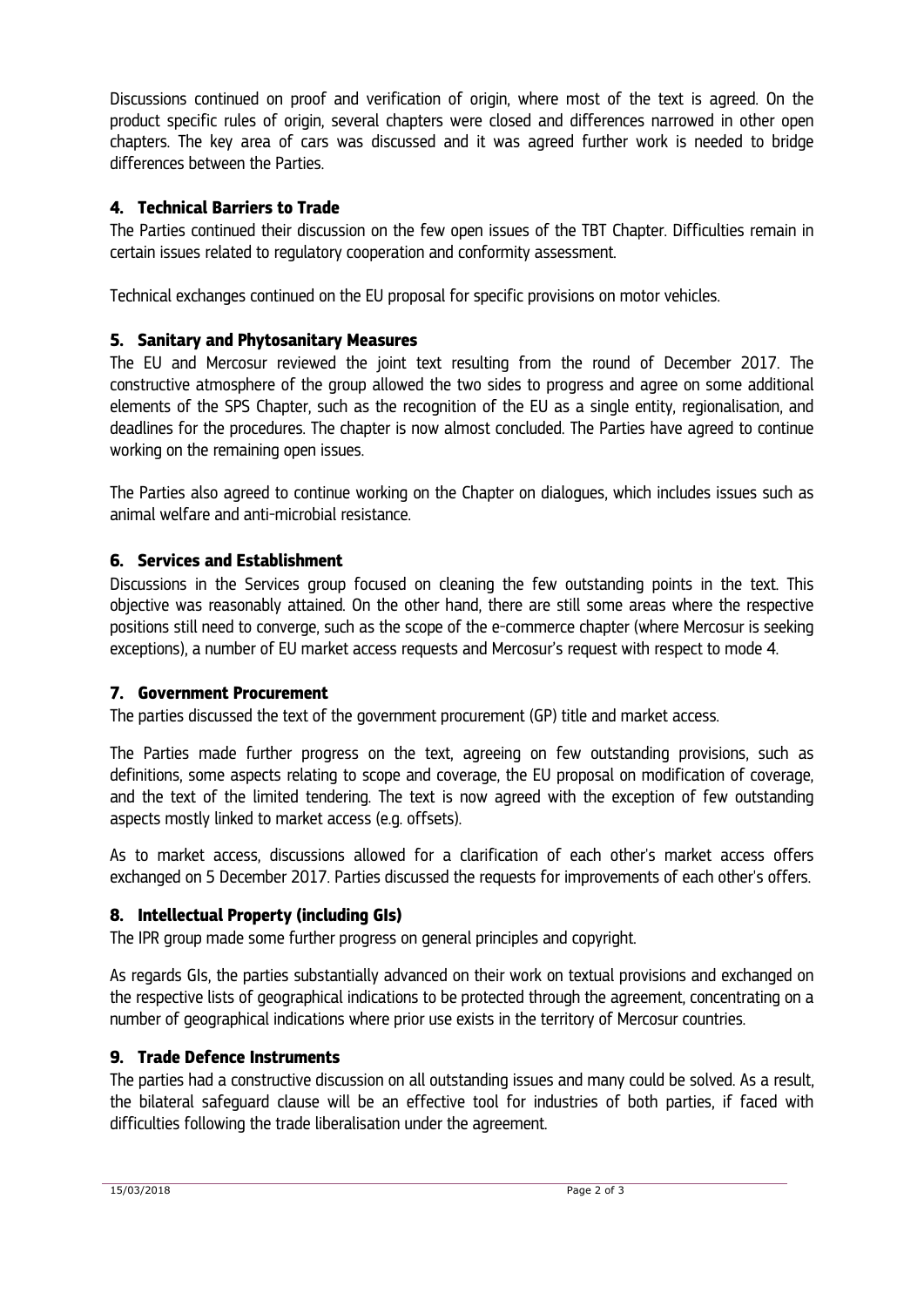Discussions continued on proof and verification of origin, where most of the text is agreed. On the product specific rules of origin, several chapters were closed and differences narrowed in other open chapters. The key area of cars was discussed and it was agreed further work is needed to bridge differences between the Parties.

## 4. Technical Barriers to Trade

The Parties continued their discussion on the few open issues of the TBT Chapter. Difficulties remain in certain issues related to regulatory cooperation and conformity assessment.

Technical exchanges continued on the EU proposal for specific provisions on motor vehicles.

## 5. Sanitary and Phytosanitary Measures

The EU and Mercosur reviewed the joint text resulting from the round of December 2017. The constructive atmosphere of the group allowed the two sides to progress and agree on some additional elements of the SPS Chapter, such as the recognition of the EU as a single entity, regionalisation, and deadlines for the procedures. The chapter is now almost concluded. The Parties have agreed to continue working on the remaining open issues.

The Parties also agreed to continue working on the Chapter on dialogues, which includes issues such as animal welfare and anti-microbial resistance.

## 6. Services and Establishment

Discussions in the Services group focused on cleaning the few outstanding points in the text. This objective was reasonably attained. On the other hand, there are still some areas where the respective positions still need to converge, such as the scope of the e-commerce chapter (where Mercosur is seeking exceptions), a number of EU market access requests and Mercosur's request with respect to mode 4.

## 7. Government Procurement

The parties discussed the text of the government procurement (GP) title and market access.

The Parties made further progress on the text, agreeing on few outstanding provisions, such as definitions, some aspects relating to scope and coverage, the EU proposal on modification of coverage, and the text of the limited tendering. The text is now agreed with the exception of few outstanding aspects mostly linked to market access (e.g. offsets).

As to market access, discussions allowed for a clarification of each other's market access offers exchanged on 5 December 2017. Parties discussed the requests for improvements of each other's offers.

## 8. Intellectual Property (including GIs)

The IPR group made some further progress on general principles and copyright.

As regards GIs, the parties substantially advanced on their work on textual provisions and exchanged on the respective lists of geographical indications to be protected through the agreement, concentrating on a number of geographical indications where prior use exists in the territory of Mercosur countries.

## 9. Trade Defence Instruments

The parties had a constructive discussion on all outstanding issues and many could be solved. As a result, the bilateral safeguard clause will be an effective tool for industries of both parties, if faced with difficulties following the trade liberalisation under the agreement.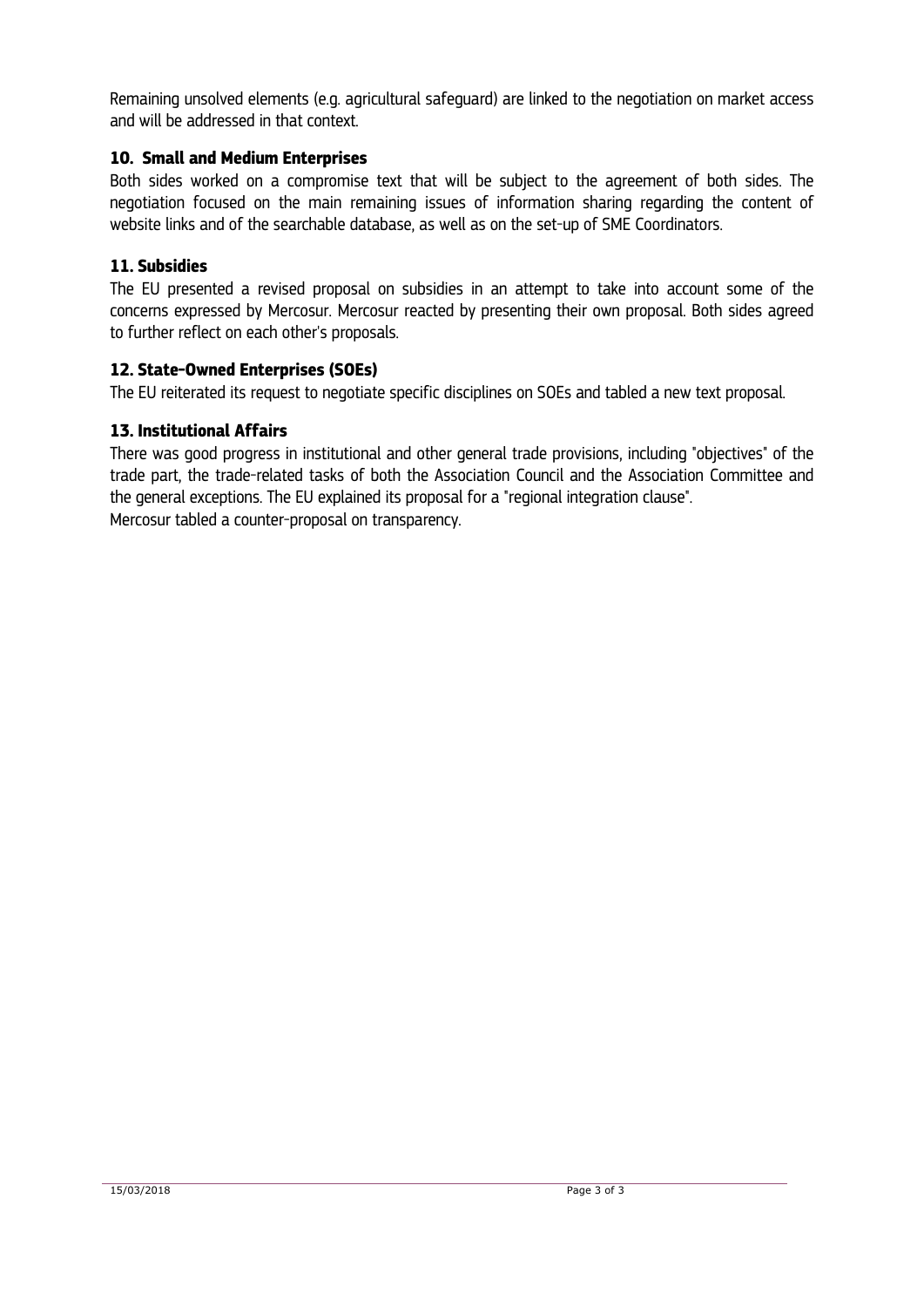Remaining unsolved elements (e.g. agricultural safeguard) are linked to the negotiation on market access and will be addressed in that context.

### 10. Small and Medium Enterprises

Both sides worked on a compromise text that will be subject to the agreement of both sides. The negotiation focused on the main remaining issues of information sharing regarding the content of website links and of the searchable database, as well as on the set-up of SME Coordinators.

### 11. Subsidies

The EU presented a revised proposal on subsidies in an attempt to take into account some of the concerns expressed by Mercosur. Mercosur reacted by presenting their own proposal. Both sides agreed to further reflect on each other's proposals.

### 12. State-Owned Enterprises (SOEs)

The EU reiterated its request to negotiate specific disciplines on SOEs and tabled a new text proposal.

### 13. Institutional Affairs

There was good progress in institutional and other general trade provisions, including "objectives" of the trade part, the trade-related tasks of both the Association Council and the Association Committee and the general exceptions. The EU explained its proposal for a "regional integration clause".
Mercosur tabled a counter-proposal on transparency.